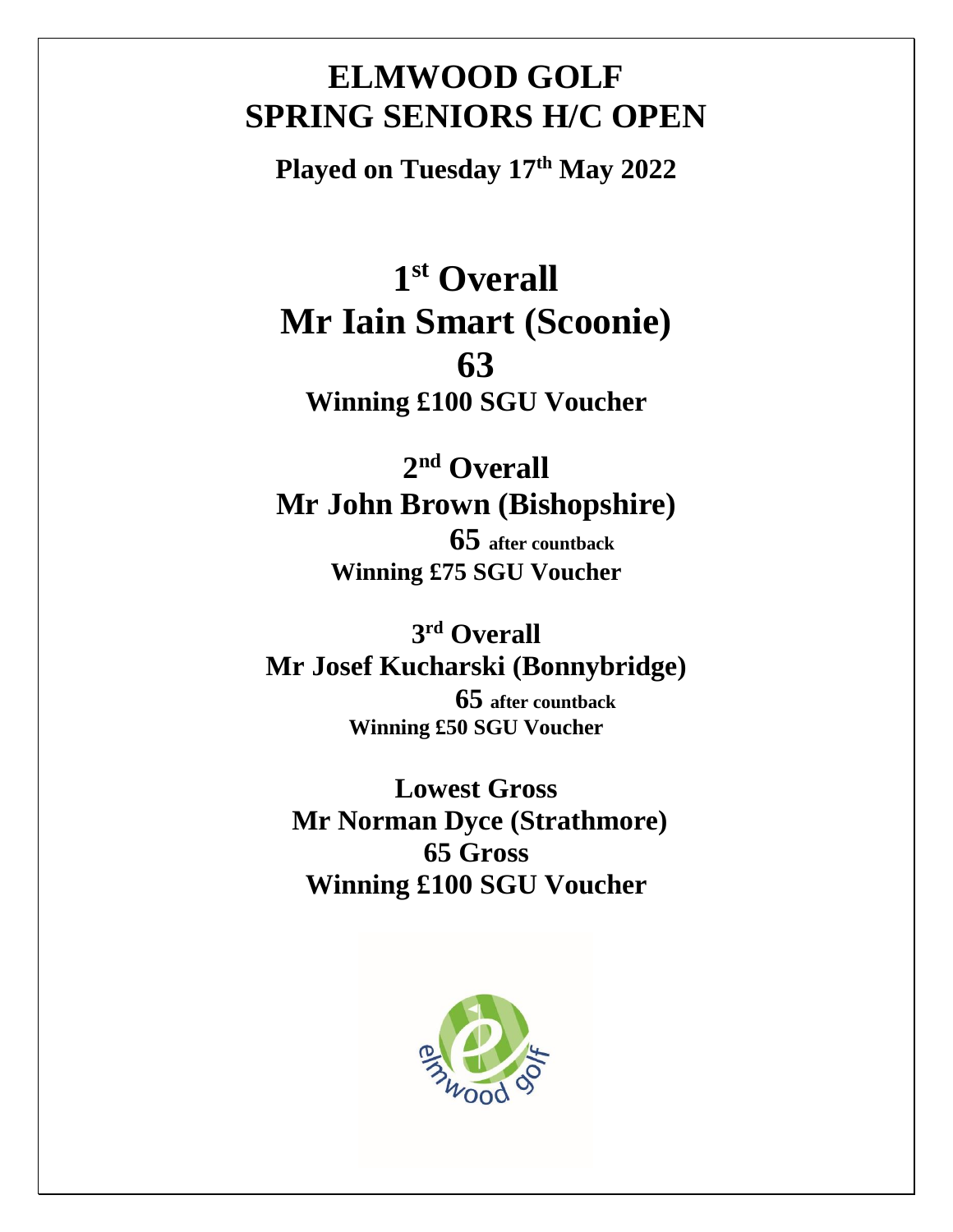# ELMWOOD GOLF
# SPRING SENIORS H/C OPEN

**Played on Tuesday 17th May 2022**

## 1st Overall
## Mr Iain Smart (Scoonie)
## 63
**Winning £100 SGU Voucher**

## 2nd Overall
## Mr John Brown (Bishopshire)
**65** after countback

**Winning £75 SGU Voucher**

## 3rd Overall
## Mr Josef Kucharski (Bonnybridge)
**65** after countback

**Winning £50 SGU Voucher**

## Lowest Gross
## Mr Norman Dyce (Strathmore)
**65 Gross**

**Winning £100 SGU Voucher**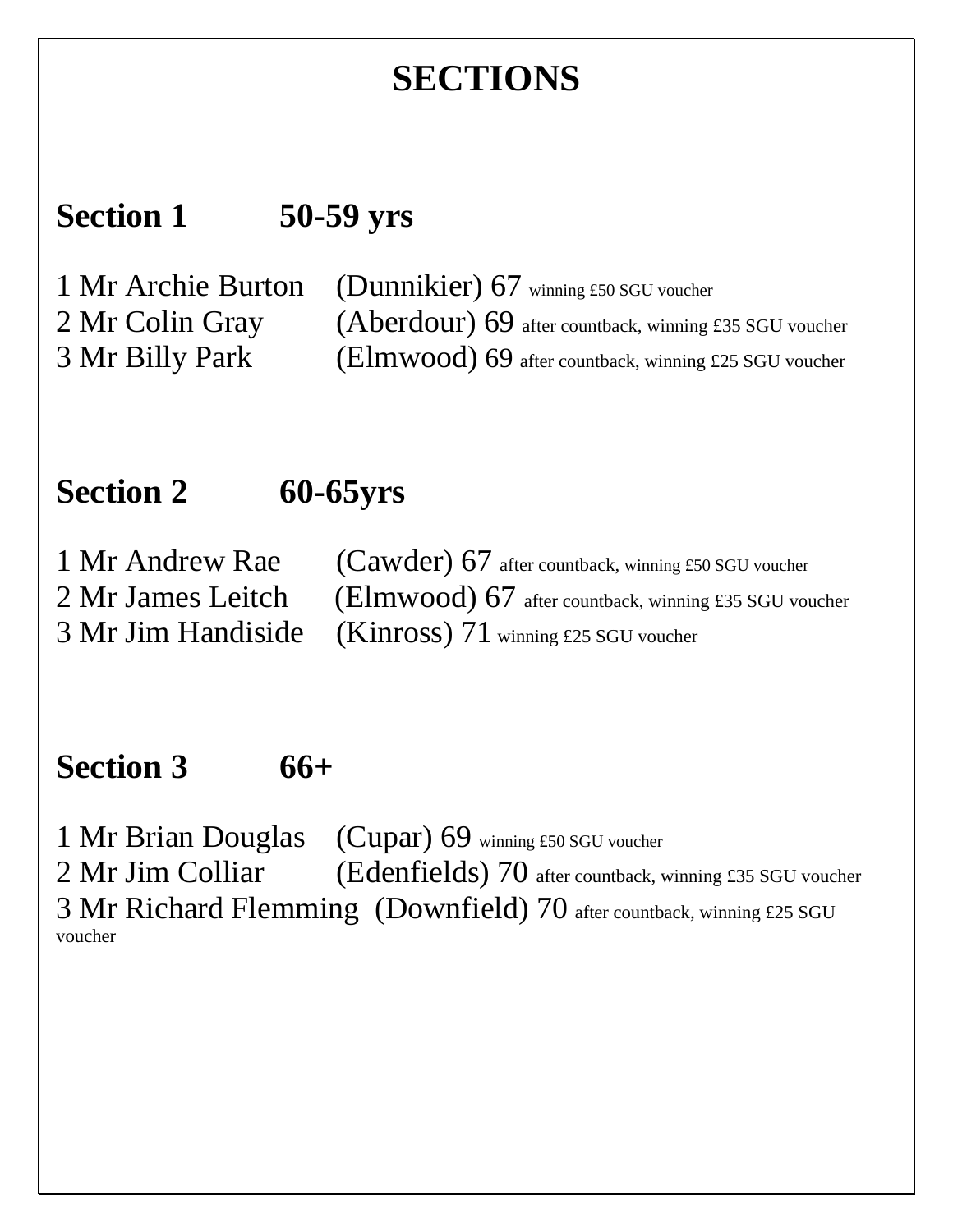# SECTIONS

## Section 1 50-59 yrs

1 Mr Archie Burton (Dunnikier) 67 winning £50 SGU voucher
2 Mr Colin Gray (Aberdour) 69 after countback, winning £35 SGU voucher
3 Mr Billy Park (Elmwood) 69 after countback, winning £25 SGU voucher

## Section 2 60-65yrs

1 Mr Andrew Rae (Cawder) 67 after countback, winning £50 SGU voucher
2 Mr James Leitch (Elmwood) 67 after countback, winning £35 SGU voucher
3 Mr Jim Handiside (Kinross) 71 winning £25 SGU voucher

## Section 3 66+

1 Mr Brian Douglas (Cupar) 69 winning £50 SGU voucher
2 Mr Jim Colliar (Edenfields) 70 after countback, winning £35 SGU voucher
3 Mr Richard Flemming (Downfield) 70 after countback, winning £25 SGU voucher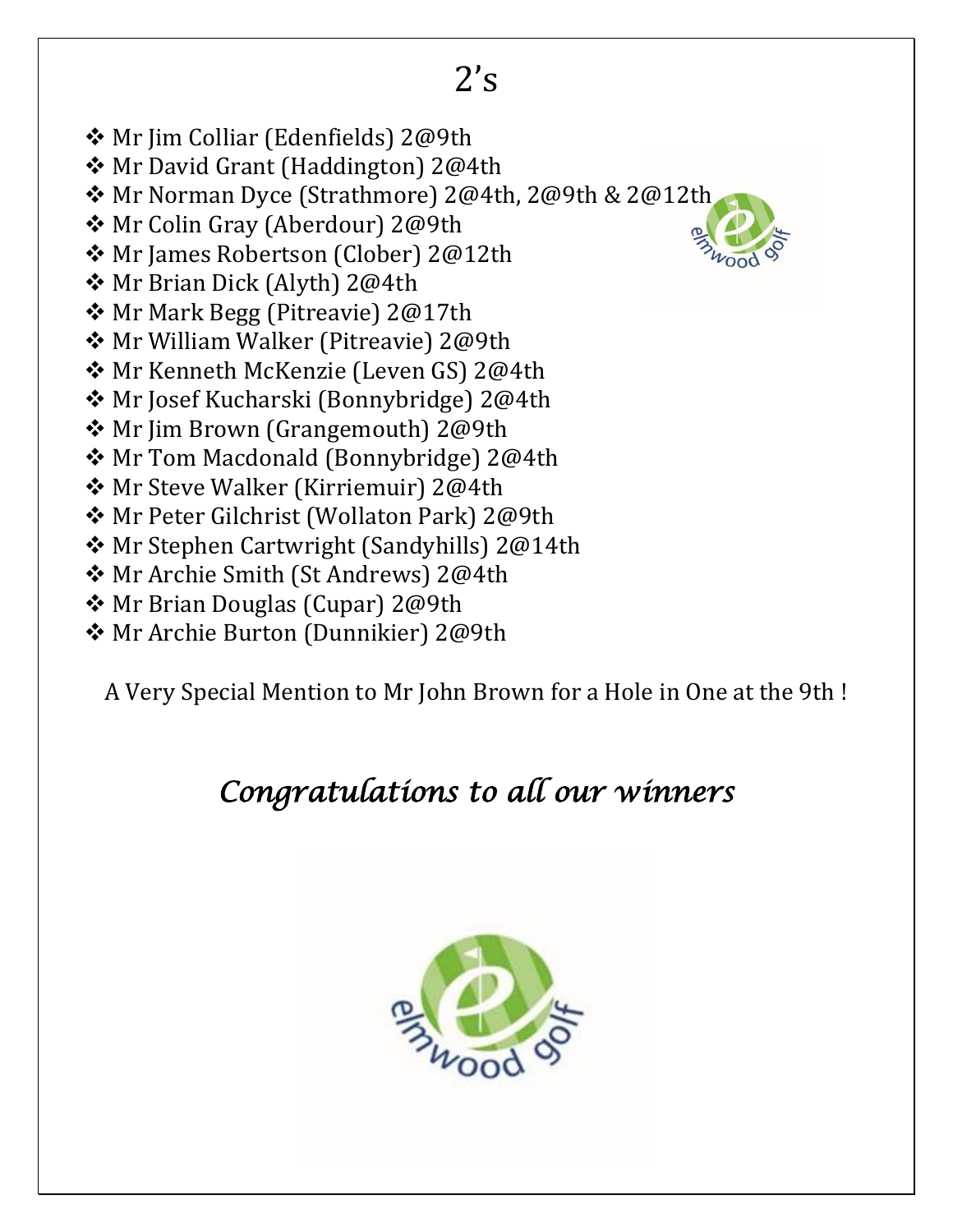# 2's

- Mr Jim Colliar (Edenfields) 2@9th
- Mr David Grant (Haddington) 2@4th
- Mr Norman Dyce (Strathmore) 2@4th, 2@9th & 2@12th
- Mr Colin Gray (Aberdour) 2@9th
- Mr James Robertson (Clober) 2@12th
- Mr Brian Dick (Alyth) 2@4th
- Mr Mark Begg (Pitreavie) 2@17th
- Mr William Walker (Pitreavie) 2@9th
- Mr Kenneth McKenzie (Leven GS) 2@4th
- Mr Josef Kucharski (Bonnybridge) 2@4th
- Mr Jim Brown (Grangemouth) 2@9th
- Mr Tom Macdonald (Bonnybridge) 2@4th
- Mr Steve Walker (Kirriemuir) 2@4th
- Mr Peter Gilchrist (Wollaton Park) 2@9th
- Mr Stephen Cartwright (Sandyhills) 2@14th
- Mr Archie Smith (St Andrews) 2@4th
- Mr Brian Douglas (Cupar) 2@9th
- Mr Archie Burton (Dunnikier) 2@9th

A Very Special Mention to Mr John Brown for a Hole in One at the 9th !

*Congratulations to all our winners*